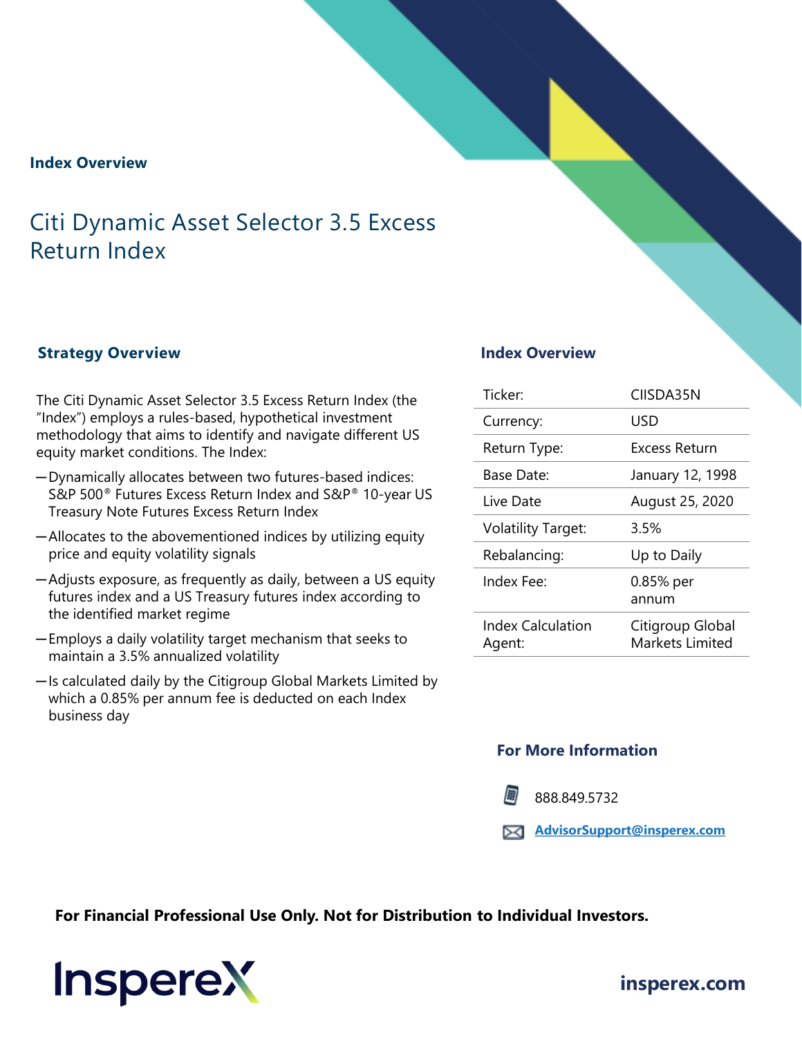## Index Overview

# Citi Dynamic Asset Selector 3.5 Excess Return Index

### Strategy Overview

The Citi Dynamic Asset Selector 3.5 Excess Return Index (the "Index") employs a rules-based, hypothetical investment methodology that aims to identify and navigate different US equity market conditions. The Index:

- Dynamically allocates between two futures-based indices: S&P 500® Futures Excess Return Index and S&P® 10-year US Treasury Note Futures Excess Return Index
- Allocates to the abovementioned indices by utilizing equity price and equity volatility signals
- Adjusts exposure, as frequently as daily, between a US equity futures index and a US Treasury futures index according to the identified market regime
- Employs a daily volatility target mechanism that seeks to maintain a 3.5% annualized volatility
- Is calculated daily by the Citigroup Global Markets Limited by which a 0.85% per annum fee is deducted on each Index business day

### Index Overview

| | |
|---|---|
| Ticker: | CIISDA35N |
| Currency: | USD |
| Return Type: | Excess Return |
| Base Date: | January 12, 1998 |
| Live Date | August 25, 2020 |
| Volatility Target: | 3.5% |
| Rebalancing: | Up to Daily |
| Index Fee: | 0.85% per annum |
| Index Calculation Agent: | Citigroup Global Markets Limited |

### For More Information

888.849.5732

AdvisorSupport@insperex.com

**For Financial Professional Use Only. Not for Distribution to Individual Investors.**

Insperex

insperex.com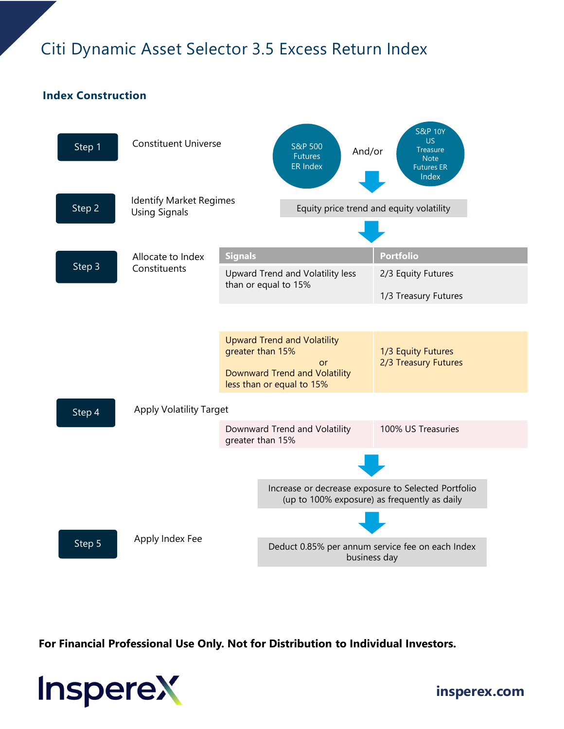# Citi Dynamic Asset Selector 3.5 Excess Return Index

## Index Construction

**Step 1** — Constituent Universe

S&P 500 Futures ER Index And/or S&P 10Y US Treasure Note Futures ER Index

**Step 2** — Identify Market Regimes Using Signals

Equity price trend and equity volatility

**Step 3** — Allocate to Index Constituents

| Signals | Portfolio |
| --- | --- |
| Upward Trend and Volatility less than or equal to 15% | 2/3 Equity Futures<br>1/3 Treasury Futures |
| Upward Trend and Volatility greater than 15% or Downward Trend and Volatility less than or equal to 15% | 1/3 Equity Futures<br>2/3 Treasury Futures |
| Downward Trend and Volatility greater than 15% | 100% US Treasuries |

**Step 4** — Apply Volatility Target

Increase or decrease exposure to Selected Portfolio (up to 100% exposure) as frequently as daily

**Step 5** — Apply Index Fee

Deduct 0.85% per annum service fee on each Index business day

**For Financial Professional Use Only. Not for Distribution to Individual Investors.**

Insperex

insperex.com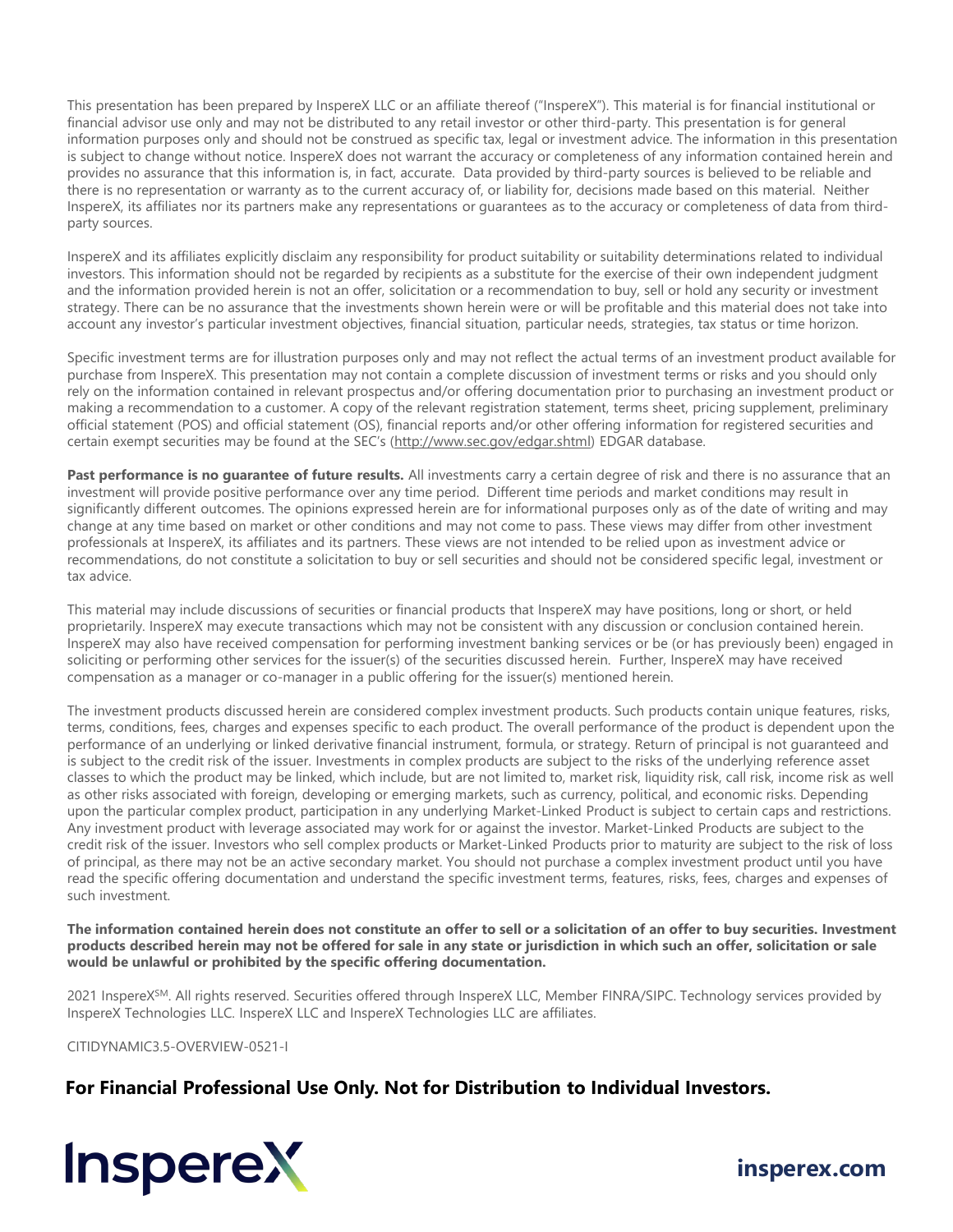This presentation has been prepared by InspereX LLC or an affiliate thereof ("InspereX"). This material is for financial institutional or financial advisor use only and may not be distributed to any retail investor or other third-party. This presentation is for general information purposes only and should not be construed as specific tax, legal or investment advice. The information in this presentation is subject to change without notice. InspereX does not warrant the accuracy or completeness of any information contained herein and provides no assurance that this information is, in fact, accurate. Data provided by third-party sources is believed to be reliable and there is no representation or warranty as to the current accuracy of, or liability for, decisions made based on this material. Neither InspereX, its affiliates nor its partners make any representations or guarantees as to the accuracy or completeness of data from third-party sources.

InspereX and its affiliates explicitly disclaim any responsibility for product suitability or suitability determinations related to individual investors. This information should not be regarded by recipients as a substitute for the exercise of their own independent judgment and the information provided herein is not an offer, solicitation or a recommendation to buy, sell or hold any security or investment strategy. There can be no assurance that the investments shown herein were or will be profitable and this material does not take into account any investor's particular investment objectives, financial situation, particular needs, strategies, tax status or time horizon.

Specific investment terms are for illustration purposes only and may not reflect the actual terms of an investment product available for purchase from InspereX. This presentation may not contain a complete discussion of investment terms or risks and you should only rely on the information contained in relevant prospectus and/or offering documentation prior to purchasing an investment product or making a recommendation to a customer. A copy of the relevant registration statement, terms sheet, pricing supplement, preliminary official statement (POS) and official statement (OS), financial reports and/or other offering information for registered securities and certain exempt securities may be found at the SEC's (http://www.sec.gov/edgar.shtml) EDGAR database.

**Past performance is no guarantee of future results.** All investments carry a certain degree of risk and there is no assurance that an investment will provide positive performance over any time period. Different time periods and market conditions may result in significantly different outcomes. The opinions expressed herein are for informational purposes only as of the date of writing and may change at any time based on market or other conditions and may not come to pass. These views may differ from other investment professionals at InspereX, its affiliates and its partners. These views are not intended to be relied upon as investment advice or recommendations, do not constitute a solicitation to buy or sell securities and should not be considered specific legal, investment or tax advice.

This material may include discussions of securities or financial products that InspereX may have positions, long or short, or held proprietarily. InspereX may execute transactions which may not be consistent with any discussion or conclusion contained herein. InspereX may also have received compensation for performing investment banking services or be (or has previously been) engaged in soliciting or performing other services for the issuer(s) of the securities discussed herein. Further, InspereX may have received compensation as a manager or co-manager in a public offering for the issuer(s) mentioned herein.

The investment products discussed herein are considered complex investment products. Such products contain unique features, risks, terms, conditions, fees, charges and expenses specific to each product. The overall performance of the product is dependent upon the performance of an underlying or linked derivative financial instrument, formula, or strategy. Return of principal is not guaranteed and is subject to the credit risk of the issuer. Investments in complex products are subject to the risks of the underlying reference asset classes to which the product may be linked, which include, but are not limited to, market risk, liquidity risk, call risk, income risk as well as other risks associated with foreign, developing or emerging markets, such as currency, political, and economic risks. Depending upon the particular complex product, participation in any underlying Market-Linked Product is subject to certain caps and restrictions. Any investment product with leverage associated may work for or against the investor. Market-Linked Products are subject to the credit risk of the issuer. Investors who sell complex products or Market-Linked Products prior to maturity are subject to the risk of loss of principal, as there may not be an active secondary market. You should not purchase a complex investment product until you have read the specific offering documentation and understand the specific investment terms, features, risks, fees, charges and expenses of such investment.

**The information contained herein does not constitute an offer to sell or a solicitation of an offer to buy securities. Investment products described herein may not be offered for sale in any state or jurisdiction in which such an offer, solicitation or sale would be unlawful or prohibited by the specific offering documentation.**

2021 InspereX[SM]. All rights reserved. Securities offered through InspereX LLC, Member FINRA/SIPC. Technology services provided by InspereX Technologies LLC. InspereX LLC and InspereX Technologies LLC are affiliates.

CITIDYNAMIC3.5-OVERVIEW-0521-I

**For Financial Professional Use Only. Not for Distribution to Individual Investors.**

InspereX

**insperex.com**